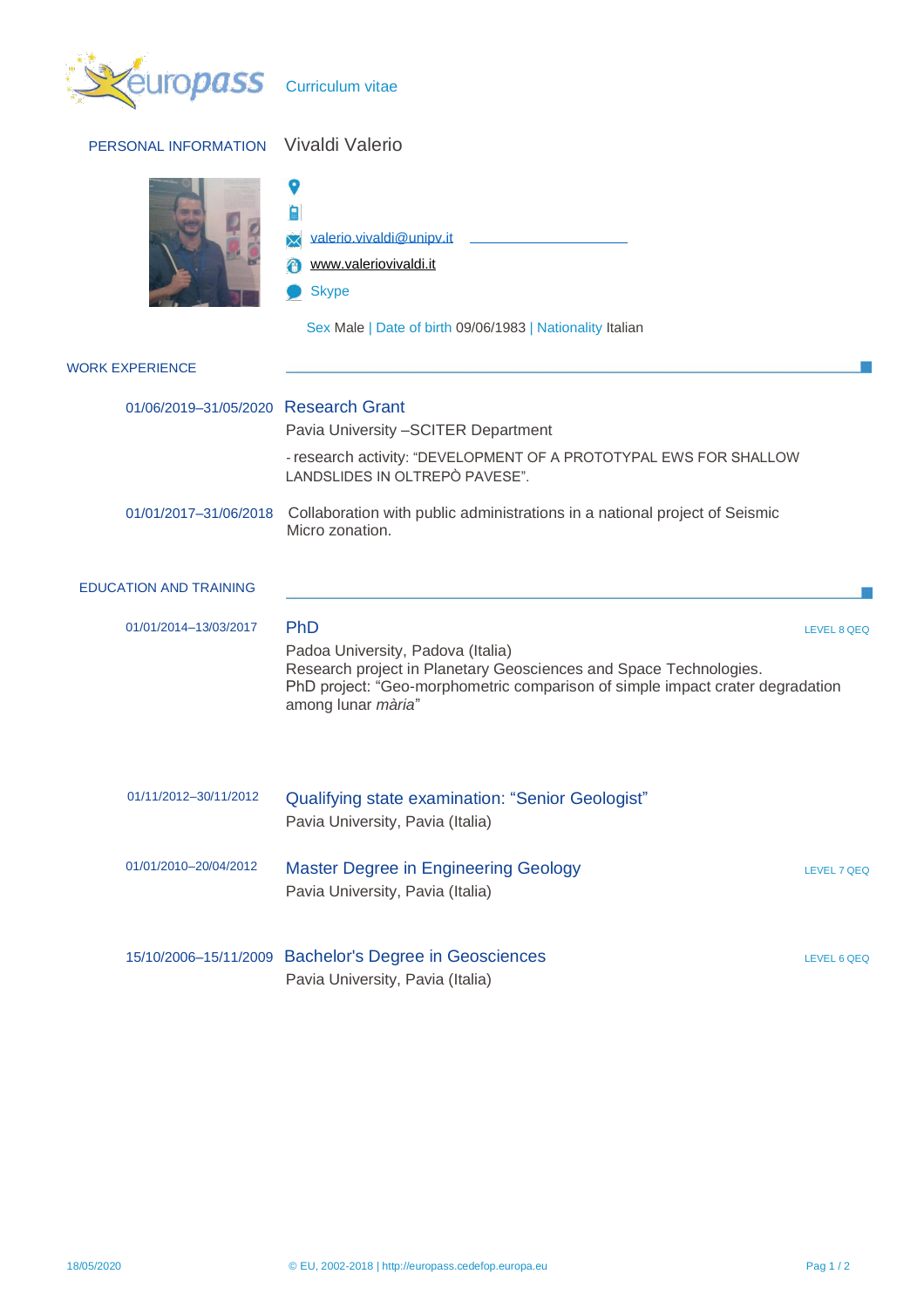# Curriculum vitae

## PERSONAL INFORMATION

**Vivaldi Valerio**

valerio.vivaldi@unipv.it

www.valeriovivaldi.it

Skype

Sex Male | Date of birth 09/06/1983 | Nationality Italian

## WORK EXPERIENCE

**01/06/2019–31/05/2020** — **Research Grant**

Pavia University –SCITER Department

- research activity: "DEVELOPMENT OF A PROTOTYPAL EWS FOR SHALLOW LANDSLIDES IN OLTREPÒ PAVESE".

**01/01/2017–31/06/2018** — Collaboration with public administrations in a national project of Seismic Micro zonation.

## EDUCATION AND TRAINING

**01/01/2014–13/03/2017** — **PhD** — LEVEL 8 QEQ

Padoa University, Padova (Italia)

Research project in Planetary Geosciences and Space Technologies.

PhD project: "Geo-morphometric comparison of simple impact crater degradation among lunar *mària*"

**01/11/2012–30/11/2012** — **Qualifying state examination: "Senior Geologist"**

Pavia University, Pavia (Italia)

**01/01/2010–20/04/2012** — **Master Degree in Engineering Geology** — LEVEL 7 QEQ

Pavia University, Pavia (Italia)

**15/10/2006–15/11/2009** — **Bachelor's Degree in Geosciences** — LEVEL 6 QEQ

Pavia University, Pavia (Italia)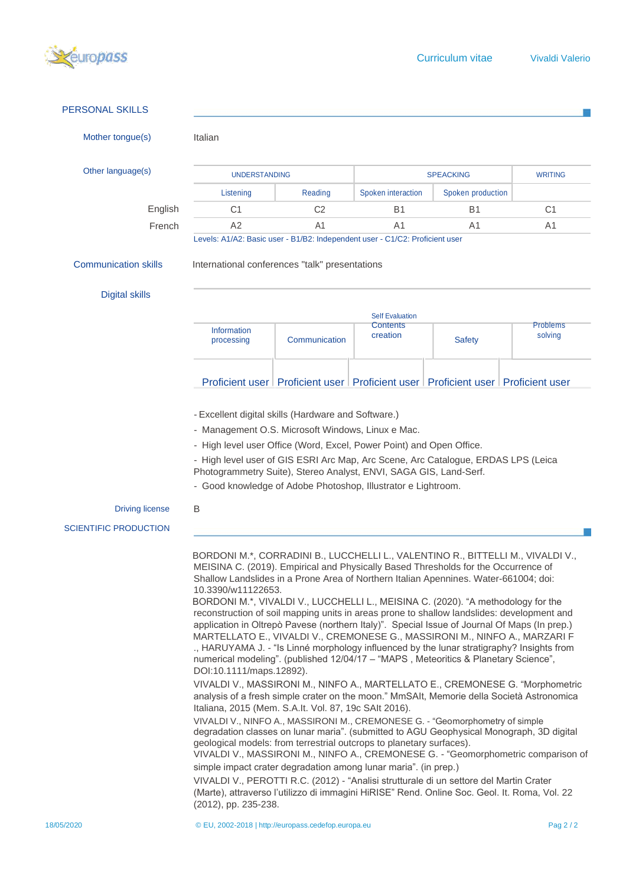## PERSONAL SKILLS

**Mother tongue(s)**

Italian

**Other language(s)**

| | UNDERSTANDING | | SPEACKING | | WRITING |
|---|---|---|---|---|---|
| | Listening | Reading | Spoken interaction | Spoken production | |
| English | C1 | C2 | B1 | B1 | C1 |
| French | A2 | A1 | A1 | A1 | A1 |

Levels: A1/A2: Basic user - B1/B2: Independent user - C1/C2: Proficient user

**Communication skills**

International conferences "talk" presentations

**Digital skills**

Self Evaluation

| Information processing | Communication | Contents creation | Safety | Problems solving |
|---|---|---|---|---|
| Proficient user | Proficient user | Proficient user | Proficient user | Proficient user |

- Excellent digital skills (Hardware and Software.)
- Management O.S. Microsoft Windows, Linux e Mac.
- High level user Office (Word, Excel, Power Point) and Open Office.
- High level user of GIS ESRI Arc Map, Arc Scene, Arc Catalogue, ERDAS LPS (Leica Photogrammetry Suite), Stereo Analyst, ENVI, SAGA GIS, Land-Serf.
- Good knowledge of Adobe Photoshop, Illustrator e Lightroom.

**Driving license**

B

## SCIENTIFIC PRODUCTION

BORDONI M.*, CORRADINI B., LUCCHELLI L., VALENTINO R., BITTELLI M., VIVALDI V., MEISINA C. (2019). Empirical and Physically Based Thresholds for the Occurrence of Shallow Landslides in a Prone Area of Northern Italian Apennines. Water-661004; doi: 10.3390/w11122653.

BORDONI M.*, VIVALDI V., LUCCHELLI L., MEISINA C. (2020). "A methodology for the reconstruction of soil mapping units in areas prone to shallow landslides: development and application in Oltrepò Pavese (northern Italy)". Special Issue of Journal Of Maps (In prep.)

MARTELLATO E., VIVALDI V., CREMONESE G., MASSIRONI M., NINFO A., MARZARI F ., HARUYAMA J. - "Is Linné morphology influenced by the lunar stratigraphy? Insights from numerical modeling". (published 12/04/17 – "MAPS , Meteoritics & Planetary Science", DOI:10.1111/maps.12892).

VIVALDI V., MASSIRONI M., NINFO A., MARTELLATO E., CREMONESE G. "Morphometric analysis of a fresh simple crater on the moon." MmSAIt, Memorie della Società Astronomica Italiana, 2015 (Mem. S.A.It. Vol. 87, 19c SAIt 2016).

VIVALDI V., NINFO A., MASSIRONI M., CREMONESE G. - "Geomorphometry of simple degradation classes on lunar maria". (submitted to AGU Geophysical Monograph, 3D digital geological models: from terrestrial outcrops to planetary surfaces).

VIVALDI V., MASSIRONI M., NINFO A., CREMONESE G. - "Geomorphometric comparison of simple impact crater degradation among lunar maria". (in prep.)

VIVALDI V., PEROTTI R.C. (2012) - "Analisi strutturale di un settore del Martin Crater (Marte), attraverso l'utilizzo di immagini HiRISE" Rend. Online Soc. Geol. It. Roma, Vol. 22 (2012), pp. 235-238.